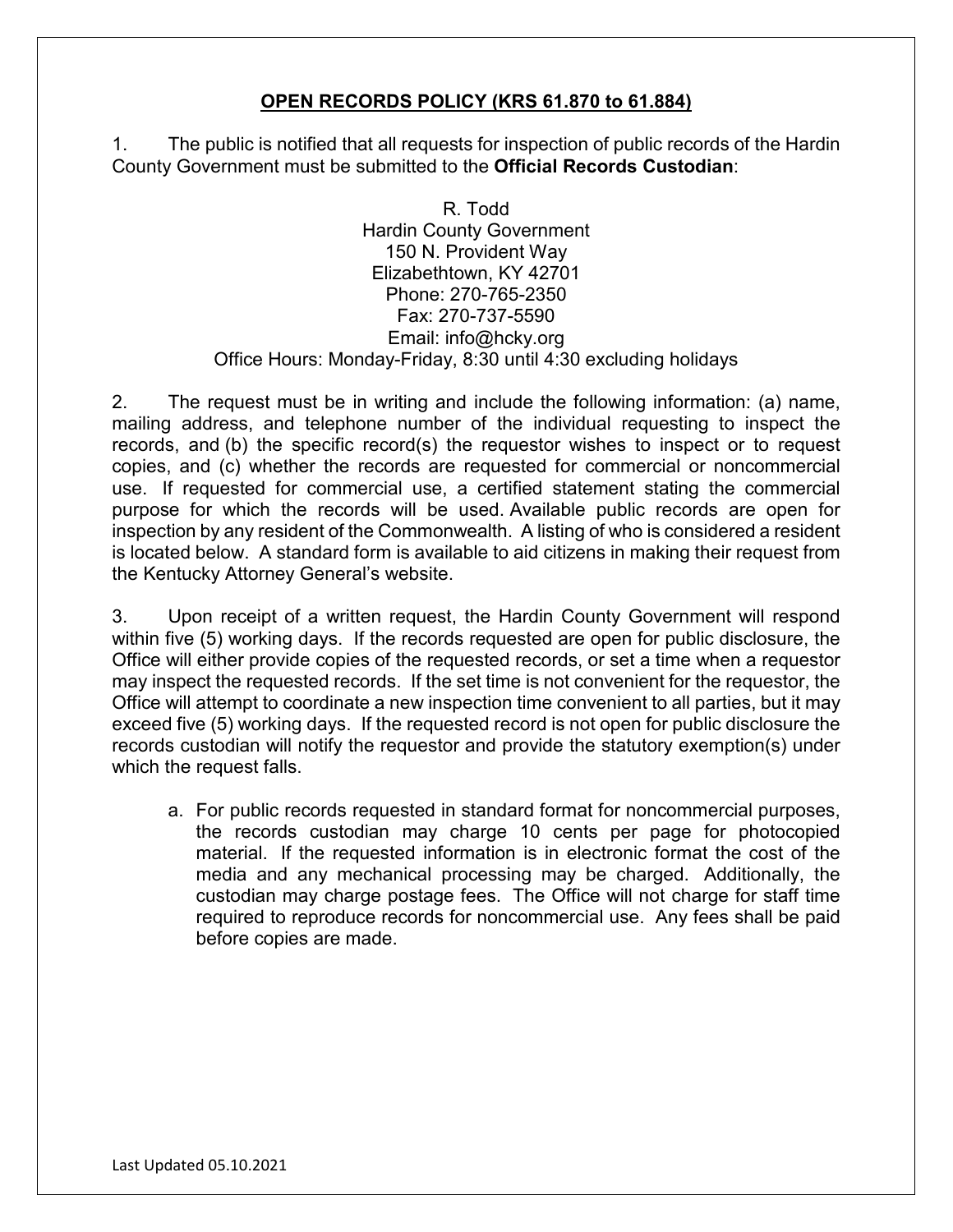## OPEN RECORDS POLICY (KRS 61.870 to 61.884)

1. The public is notified that all requests for inspection of public records of the Hardin County Government must be submitted to the **Official Records Custodian**:

R. Todd
Hardin County Government
150 N. Provident Way
Elizabethtown, KY 42701
Phone: 270-765-2350
Fax: 270-737-5590
Email: info@hcky.org
Office Hours: Monday-Friday, 8:30 until 4:30 excluding holidays

2. The request must be in writing and include the following information: (a) name, mailing address, and telephone number of the individual requesting to inspect the records, and (b) the specific record(s) the requestor wishes to inspect or to request copies, and (c) whether the records are requested for commercial or noncommercial use. If requested for commercial use, a certified statement stating the commercial purpose for which the records will be used. Available public records are open for inspection by any resident of the Commonwealth. A listing of who is considered a resident is located below. A standard form is available to aid citizens in making their request from the Kentucky Attorney General's website.

3. Upon receipt of a written request, the Hardin County Government will respond within five (5) working days. If the records requested are open for public disclosure, the Office will either provide copies of the requested records, or set a time when a requestor may inspect the requested records. If the set time is not convenient for the requestor, the Office will attempt to coordinate a new inspection time convenient to all parties, but it may exceed five (5) working days. If the requested record is not open for public disclosure the records custodian will notify the requestor and provide the statutory exemption(s) under which the request falls.

   a. For public records requested in standard format for noncommercial purposes, the records custodian may charge 10 cents per page for photocopied material. If the requested information is in electronic format the cost of the media and any mechanical processing may be charged. Additionally, the custodian may charge postage fees. The Office will not charge for staff time required to reproduce records for noncommercial use. Any fees shall be paid before copies are made.

Last Updated 05.10.2021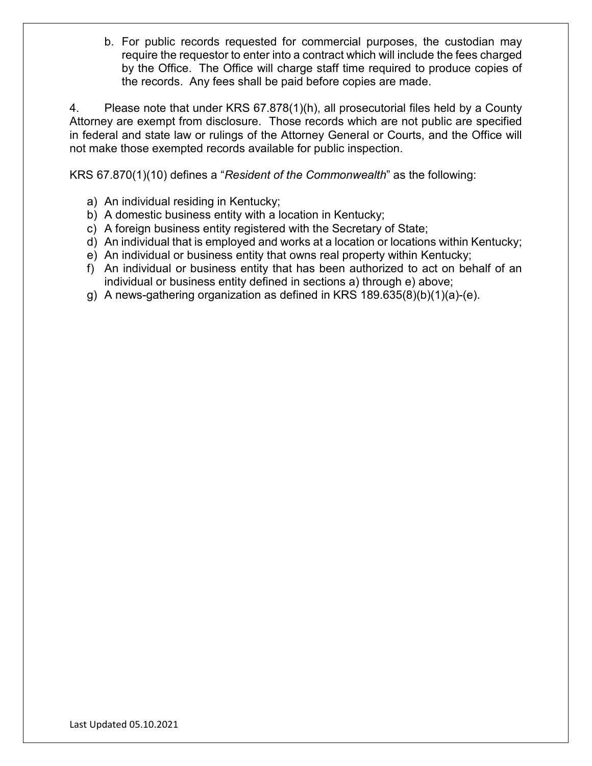b. For public records requested for commercial purposes, the custodian may require the requestor to enter into a contract which will include the fees charged by the Office. The Office will charge staff time required to produce copies of the records. Any fees shall be paid before copies are made.

4. Please note that under KRS 67.878(1)(h), all prosecutorial files held by a County Attorney are exempt from disclosure. Those records which are not public are specified in federal and state law or rulings of the Attorney General or Courts, and the Office will not make those exempted records available for public inspection.

KRS 67.870(1)(10) defines a "*Resident of the Commonwealth*" as the following:

a) An individual residing in Kentucky;
b) A domestic business entity with a location in Kentucky;
c) A foreign business entity registered with the Secretary of State;
d) An individual that is employed and works at a location or locations within Kentucky;
e) An individual or business entity that owns real property within Kentucky;
f) An individual or business entity that has been authorized to act on behalf of an individual or business entity defined in sections a) through e) above;
g) A news-gathering organization as defined in KRS 189.635(8)(b)(1)(a)-(e).

Last Updated 05.10.2021